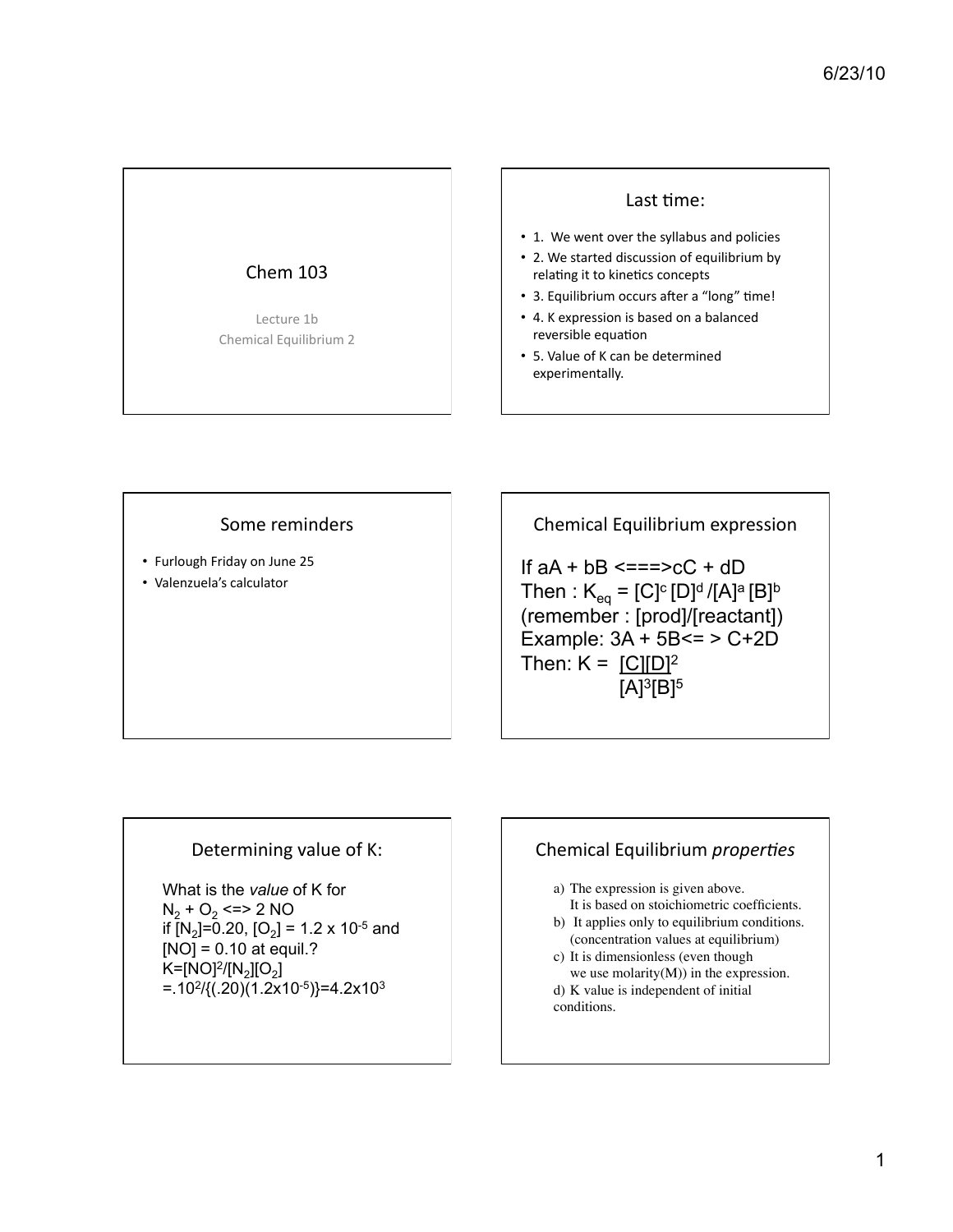## Chem 103

Lecture 1b
Chemical Equilibrium 2

## Last time:

- 1. We went over the syllabus and policies
- 2. We started discussion of equilibrium by relating it to kinetics concepts
- 3. Equilibrium occurs after a "long" time!
- 4. K expression is based on a balanced reversible equation
- 5. Value of K can be determined experimentally.

## Some reminders

- Furlough Friday on June 25
- Valenzuela's calculator

## Chemical Equilibrium expression

If aA + bB <===>cC + dD

Then : $K_{eq} = [C]^c [D]^d / [A]^a [B]^b$

(remember : [prod]/[reactant])

Example: 3A + 5B<= > C+2D

Then: $K = \dfrac{[C][D]^2}{[A]^3[B]^5}$

## Determining value of K:

What is the *value* of K for

$N_2 + O_2 <=> 2\ NO$

if $[N_2]$=0.20, $[O_2] = 1.2 \times 10^{-5}$ and $[NO] = 0.10$ at equil.?

$K=[NO]^2/[N_2][O_2]$

$=.10^2/\{(.20)(1.2\times10^{-5})\}=4.2\times10^3$

## Chemical Equilibrium *properties*

a) The expression is given above. It is based on stoichiometric coefficients.

b) It applies only to equilibrium conditions. (concentration values at equilibrium)

c) It is dimensionless (even though we use molarity(M)) in the expression.

d) K value is independent of initial conditions.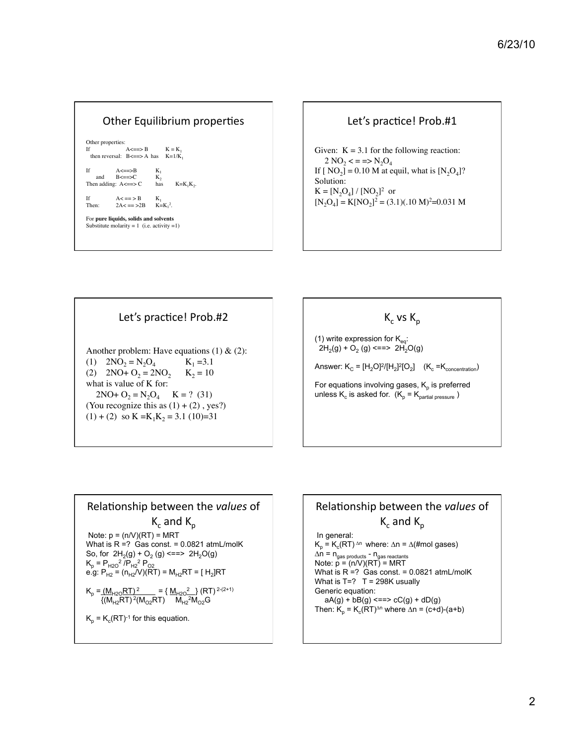## Other Equilibrium properties

Other properties:

If $A \Longleftrightarrow B$ $\quad K = K_1$

then reversal: $B \Longleftrightarrow A$ has $K = 1/K_1$

If $A \Longleftrightarrow B$ $\quad K_1$

and $B \Longleftrightarrow C$ $\quad K_2$

Then adding: $A \Longleftrightarrow C$ has $K = K_1 K_2$.

If $A \Longleftrightarrow B$ $\quad K_1$

Then: $2A \Longleftrightarrow 2B$ $\quad K = K_1^2$.

For **pure liquids, solids and solvents**

Substitute molarity = 1 (i.e. activity =1)

## Let's practice! Prob.#1

Given: $K = 3.1$ for the following reaction:

$2\,NO_2 \Longleftrightarrow N_2O_4$

If $[NO_2] = 0.10$ M at equil, what is $[N_2O_4]$?

Solution:

$K = [N_2O_4] / [NO_2]^2$ or

$[N_2O_4] = K[NO_2]^2 = (3.1)(.10\text{ M})^2 = 0.031$ M

## Let's practice! Prob.#2

Another problem: Have equations (1) & (2):

(1) $2NO_2 = N_2O_4$ $\quad K_1 = 3.1$

(2) $2NO + O_2 = 2NO_2$ $\quad K_2 = 10$

what is value of K for:

$2NO + O_2 = N_2O_4$ $\quad K = ?$ (31)

(You recognize this as (1) + (2) , yes?)

(1) + (2) so $K = K_1 K_2 = 3.1\,(10) = 31$

## $K_c$ vs $K_p$

(1) write expression for $K_{eq}$:

$2H_2(g) + O_2(g) \Longleftrightarrow 2H_2O(g)$

Answer: $K_C = [H_2O]^2/[H_2]^2[O_2]$ $\quad$ ($K_c = K_{concentration}$)

For equations involving gases, $K_p$ is preferred unless $K_c$ is asked for. ($K_p = K_{partial\ pressure}$)

## Relationship between the *values* of $K_c$ and $K_p$

Note: $p = (n/V)(RT) = MRT$

What is R =? Gas const. = 0.0821 atmL/molK

So, for $2H_2(g) + O_2(g) \Longleftrightarrow 2H_2O(g)$

$K_p = P_{H2O}^2 / P_{H2}^2 P_{O2}$

e.g: $P_{H2} = (n_{H2}/V)(RT) = M_{H2}RT = [H_2]RT$

$$K_p = \frac{(M_{H2O}RT)^2}{(M_{H2}RT)^2(M_{O2}RT)} = \left\{ \frac{M_{H2O}^2}{M_{H2}^2 M_{O2}} \right\} (RT)^{2-(2+1)}$$

$K_p = K_c(RT)^{-1}$ for this equation.

## Relationship between the *values* of $K_c$ and $K_p$

In general:

$K_p = K_c(RT)^{\Delta n}$ where: $\Delta n = \Delta$(#mol gases)

$\Delta n = n_{gas\ products} - n_{gas\ reactants}$

Note: $p = (n/V)(RT) = MRT$

What is R =? Gas const. = 0.0821 atmL/molK

What is T=? T = 298K usually

Generic equation:

$aA(g) + bB(g) \Longleftrightarrow cC(g) + dD(g)$

Then: $K_p = K_c(RT)^{\Delta n}$ where $\Delta n = (c+d)-(a+b)$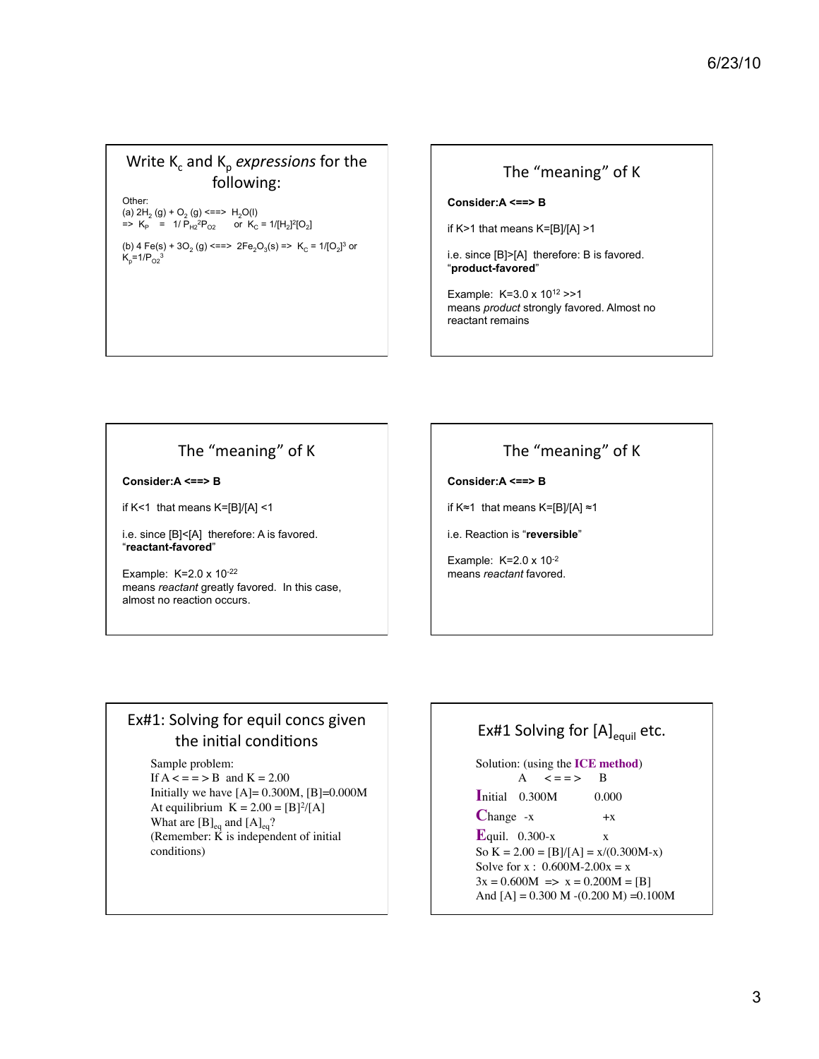## Write $K_c$ and $K_p$ *expressions* for the following:

Other:

(a) $2H_2$ (g) + $O_2$ (g) <==> $H_2O$(l)
=> $K_P$ = $1/P_{H2}^2P_{O2}$ or $K_C = 1/[H_2]^2[O_2]$

(b) 4 Fe(s) + $3O_2$ (g) <==> $2Fe_2O_3$(s) => $K_C = 1/[O_2]^3$ or $K_p=1/P_{O2}^3$

## The "meaning" of K

**Consider:A <==> B**

if K>1 that means K=[B]/[A] >1

i.e. since [B]>[A] therefore: B is favored.
"**product-favored**"

Example: $K=3.0 \times 10^{12} >>1$
means *product* strongly favored. Almost no reactant remains

## The "meaning" of K

**Consider:A <==> B**

if K<1 that means K=[B]/[A] <1

i.e. since [B]<[A] therefore: A is favored.
"**reactant-favored**"

Example: $K=2.0 \times 10^{-22}$
means *reactant* greatly favored. In this case, almost no reaction occurs.

## The "meaning" of K

**Consider:A <==> B**

if K≈1 that means K=[B]/[A] ≈1

i.e. Reaction is "**reversible**"

Example: $K=2.0 \times 10^{-2}$
means *reactant* favored.

## Ex#1: Solving for equil concs given the initial conditions

Sample problem:
If A < = = > B and K = 2.00
Initially we have [A]= 0.300M, [B]=0.000M
At equilibrium K = 2.00 = $[B]^2/[A]$
What are $[B]_{eq}$ and $[A]_{eq}$?
(Remember: K is independent of initial conditions)

## Ex#1 Solving for $[A]_{equil}$ etc.

Solution: (using the **ICE method**)

| | A | <==> | B |
|---|---|---|---|
| **I**nitial | 0.300M | | 0.000 |
| **C**hange | -x | | +x |
| **E**quil. | 0.300-x | | x |

So K = 2.00 = [B]/[A] = x/(0.300M-x)
Solve for x : 0.600M-2.00x = x
3x = 0.600M => x = 0.200M = [B]
And [A] = 0.300 M -(0.200 M) =0.100M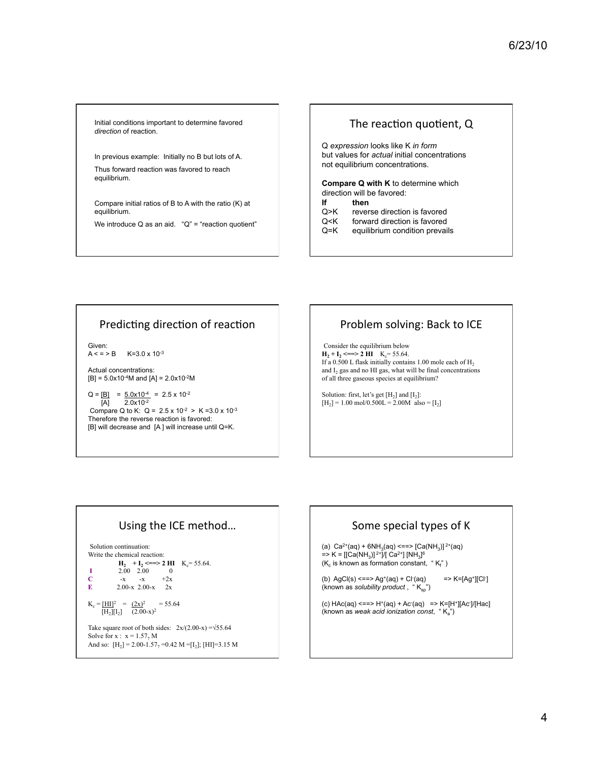Initial conditions important to determine favored *direction* of reaction.

In previous example: Initially no B but lots of A.

Thus forward reaction was favored to reach equilibrium.

Compare initial ratios of B to A with the ratio (K) at equilibrium.

We introduce Q as an aid. "Q" = "reaction quotient"

## The reaction quotient, Q

Q *expression* looks like K *in form* but values for *actual* initial concentrations not equilibrium concentrations.

**Compare Q with K** to determine which direction will be favored:

| **If** | **then** |
|---|---|
| Q>K | reverse direction is favored |
| Q<K | forward direction is favored |
| Q=K | equilibrium condition prevails |

## Predicting direction of reaction

Given:
A < = > B  K=3.0 x $10^{-3}$

Actual concentrations:
[B] = 5.0x$10^{-4}$M and [A] = 2.0x$10^{-2}$M

$$Q = \frac{[B]}{[A]} = \frac{5.0\times10^{-4}}{2.0\times10^{-2}} = 2.5 \times 10^{-2}$$

Compare Q to K: Q = 2.5 x $10^{-2}$ > K =3.0 x $10^{-3}$
Therefore the reverse reaction is favored:
[B] will decrease and [A ] will increase until Q=K.

## Problem solving: Back to ICE

Consider the equilibrium below
$\mathbf{H_2 + I_2 \Longleftrightarrow 2\ HI}$  $K_c$= 55.64.
If a 0.500 L flask initially contains 1.00 mole each of $H_2$ and $I_2$ gas and no HI gas, what will be final concentrations of all three gaseous species at equilibrium?

Solution: first, let's get [$H_2$] and [$I_2$]:
[$H_2$] = 1.00 mol/0.500L = 2.00M also = [$I_2$]

## Using the ICE method…

Solution continuation:
Write the chemical reaction:

| | $\mathbf{H_2}$ | + $\mathbf{I_2}$ <==> | **2 HI** |
|---|---|---|---|
| **I** | 2.00 | 2.00 | 0 |
| **C** | -x | -x | +2x |
| **E** | 2.00-x | 2.00-x | 2x |

$K_c$= 55.64.

$$K_c = \frac{[HI]^2}{[H_2][I_2]} = \frac{(2x)^2}{(2.00-x)^2} = 55.64$$

Take square root of both sides: $2x/(2.00-x) = \sqrt{55.64}$
Solve for x : x = $1.57_7$ M
And so: [$H_2$] = 2.00-$1.57_7$ =0.42 M =[$I_2$]; [HI]=3.15 M

## Some special types of K

(a) $Ca^{2+}(aq) + 6NH_3(aq) \Longleftrightarrow [Ca(NH_3)]^{2+}(aq)$
=> K = [[Ca($NH_3$)]$^{2+}$]/[ $Ca^{2+}$] [$NH_3$]$^6$
($K_c$ is known as formation constant, " $K_f$" )

(b) AgCl(s) <==> $Ag^+(aq) + Cl^-(aq)$  => K=[$Ag^+$][$Cl^-$]
(known as *solubility product* , " $K_{sp}$")

(c) HAc(aq) <==> $H^+(aq) + Ac^-(aq)$  => K=[$H^+$][$Ac^-$]/[Hac]
(known as *weak acid ionization const*, " $K_a$")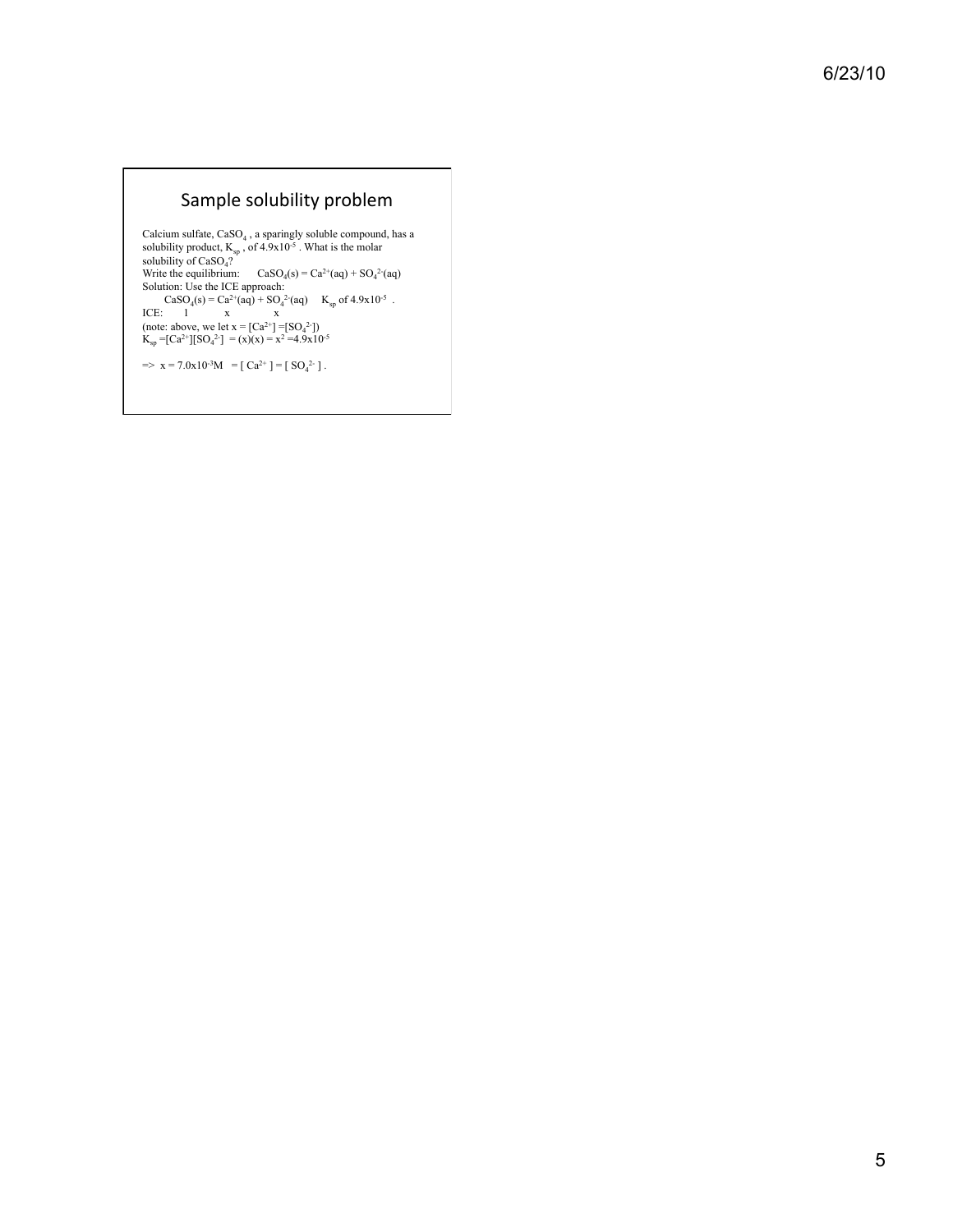## Sample solubility problem

Calcium sulfate, $CaSO_4$ , a sparingly soluble compound, has a solubility product, $K_{sp}$ , of $4.9x10^{-5}$ . What is the molar solubility of $CaSO_4$?

Write the equilibrium: $CaSO_4(s) = Ca^{2+}(aq) + SO_4^{2-}(aq)$

Solution: Use the ICE approach:

$CaSO_4(s) = Ca^{2+}(aq) + SO_4^{2-}(aq)$ $K_{sp}$ of $4.9x10^{-5}$ .

ICE: 1 x x

(note: above, we let $x = [Ca^{2+}] = [SO_4^{2-}]$)

$K_{sp} = [Ca^{2+}][SO_4^{2-}] = (x)(x) = x^2 = 4.9x10^{-5}$

=> $x = 7.0x10^{-3}M = [ Ca^{2+} ] = [ SO_4^{2-} ]$ .